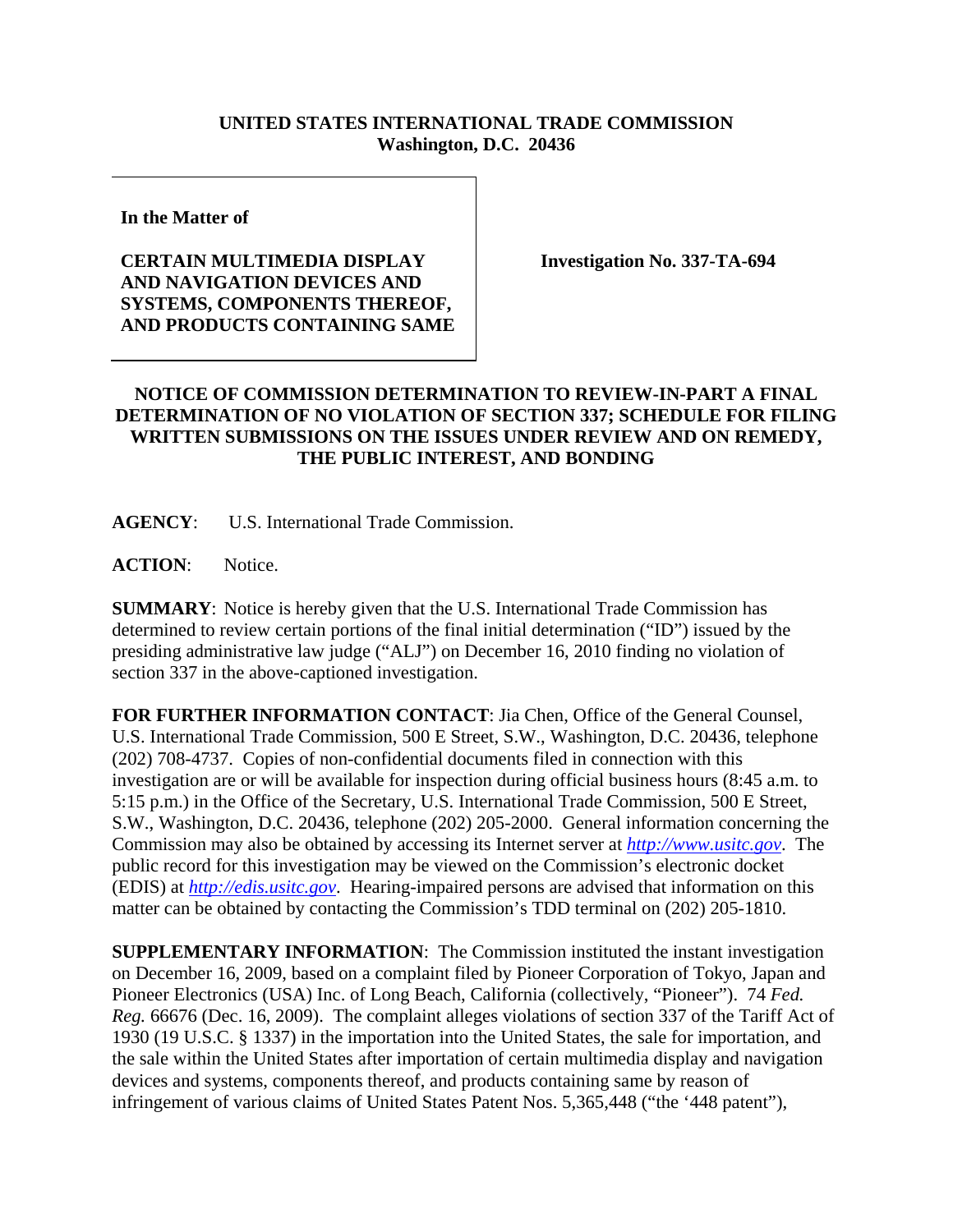**UNITED STATES INTERNATIONAL TRADE COMMISSION**
**Washington, D.C. 20436**

**In the Matter of**

**CERTAIN MULTIMEDIA DISPLAY AND NAVIGATION DEVICES AND SYSTEMS, COMPONENTS THEREOF, AND PRODUCTS CONTAINING SAME**

**Investigation No. 337-TA-694**

**NOTICE OF COMMISSION DETERMINATION TO REVIEW-IN-PART A FINAL DETERMINATION OF NO VIOLATION OF SECTION 337; SCHEDULE FOR FILING WRITTEN SUBMISSIONS ON THE ISSUES UNDER REVIEW AND ON REMEDY, THE PUBLIC INTEREST, AND BONDING**

**AGENCY**: U.S. International Trade Commission.

**ACTION**: Notice.

**SUMMARY**: Notice is hereby given that the U.S. International Trade Commission has determined to review certain portions of the final initial determination ("ID") issued by the presiding administrative law judge ("ALJ") on December 16, 2010 finding no violation of section 337 in the above-captioned investigation.

**FOR FURTHER INFORMATION CONTACT**: Jia Chen, Office of the General Counsel, U.S. International Trade Commission, 500 E Street, S.W., Washington, D.C. 20436, telephone (202) 708-4737. Copies of non-confidential documents filed in connection with this investigation are or will be available for inspection during official business hours (8:45 a.m. to 5:15 p.m.) in the Office of the Secretary, U.S. International Trade Commission, 500 E Street, S.W., Washington, D.C. 20436, telephone (202) 205-2000. General information concerning the Commission may also be obtained by accessing its Internet server at *http://www.usitc.gov*. The public record for this investigation may be viewed on the Commission's electronic docket (EDIS) at *http://edis.usitc.gov*. Hearing-impaired persons are advised that information on this matter can be obtained by contacting the Commission's TDD terminal on (202) 205-1810.

**SUPPLEMENTARY INFORMATION**: The Commission instituted the instant investigation on December 16, 2009, based on a complaint filed by Pioneer Corporation of Tokyo, Japan and Pioneer Electronics (USA) Inc. of Long Beach, California (collectively, "Pioneer"). 74 *Fed. Reg.* 66676 (Dec. 16, 2009). The complaint alleges violations of section 337 of the Tariff Act of 1930 (19 U.S.C. § 1337) in the importation into the United States, the sale for importation, and the sale within the United States after importation of certain multimedia display and navigation devices and systems, components thereof, and products containing same by reason of infringement of various claims of United States Patent Nos. 5,365,448 ("the '448 patent"),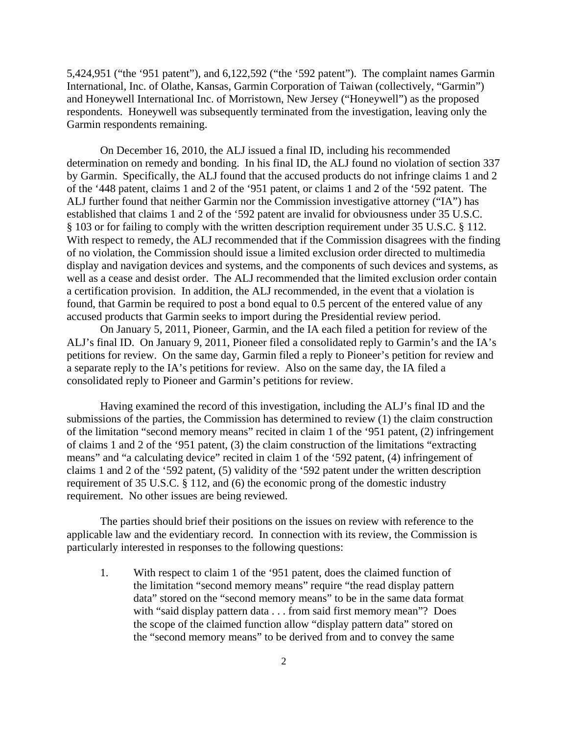5,424,951 ("the '951 patent"), and 6,122,592 ("the '592 patent"). The complaint names Garmin International, Inc. of Olathe, Kansas, Garmin Corporation of Taiwan (collectively, "Garmin") and Honeywell International Inc. of Morristown, New Jersey ("Honeywell") as the proposed respondents. Honeywell was subsequently terminated from the investigation, leaving only the Garmin respondents remaining.

On December 16, 2010, the ALJ issued a final ID, including his recommended determination on remedy and bonding. In his final ID, the ALJ found no violation of section 337 by Garmin. Specifically, the ALJ found that the accused products do not infringe claims 1 and 2 of the '448 patent, claims 1 and 2 of the '951 patent, or claims 1 and 2 of the '592 patent. The ALJ further found that neither Garmin nor the Commission investigative attorney ("IA") has established that claims 1 and 2 of the '592 patent are invalid for obviousness under 35 U.S.C. § 103 or for failing to comply with the written description requirement under 35 U.S.C. § 112. With respect to remedy, the ALJ recommended that if the Commission disagrees with the finding of no violation, the Commission should issue a limited exclusion order directed to multimedia display and navigation devices and systems, and the components of such devices and systems, as well as a cease and desist order. The ALJ recommended that the limited exclusion order contain a certification provision. In addition, the ALJ recommended, in the event that a violation is found, that Garmin be required to post a bond equal to 0.5 percent of the entered value of any accused products that Garmin seeks to import during the Presidential review period.

On January 5, 2011, Pioneer, Garmin, and the IA each filed a petition for review of the ALJ's final ID. On January 9, 2011, Pioneer filed a consolidated reply to Garmin's and the IA's petitions for review. On the same day, Garmin filed a reply to Pioneer's petition for review and a separate reply to the IA's petitions for review. Also on the same day, the IA filed a consolidated reply to Pioneer and Garmin's petitions for review.

Having examined the record of this investigation, including the ALJ's final ID and the submissions of the parties, the Commission has determined to review (1) the claim construction of the limitation "second memory means" recited in claim 1 of the '951 patent, (2) infringement of claims 1 and 2 of the '951 patent, (3) the claim construction of the limitations "extracting means" and "a calculating device" recited in claim 1 of the '592 patent, (4) infringement of claims 1 and 2 of the '592 patent, (5) validity of the '592 patent under the written description requirement of 35 U.S.C. § 112, and (6) the economic prong of the domestic industry requirement. No other issues are being reviewed.

The parties should brief their positions on the issues on review with reference to the applicable law and the evidentiary record. In connection with its review, the Commission is particularly interested in responses to the following questions:

1. With respect to claim 1 of the '951 patent, does the claimed function of the limitation "second memory means" require "the read display pattern data" stored on the "second memory means" to be in the same data format with "said display pattern data . . . from said first memory mean"? Does the scope of the claimed function allow "display pattern data" stored on the "second memory means" to be derived from and to convey the same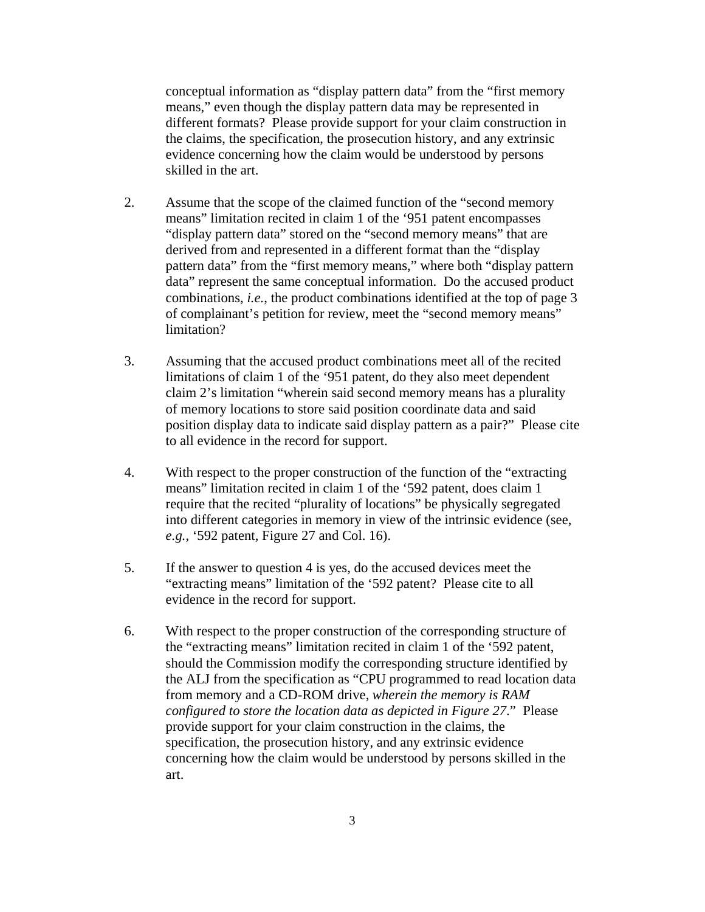conceptual information as "display pattern data" from the "first memory means," even though the display pattern data may be represented in different formats? Please provide support for your claim construction in the claims, the specification, the prosecution history, and any extrinsic evidence concerning how the claim would be understood by persons skilled in the art.

2. Assume that the scope of the claimed function of the "second memory means" limitation recited in claim 1 of the '951 patent encompasses "display pattern data" stored on the "second memory means" that are derived from and represented in a different format than the "display pattern data" from the "first memory means," where both "display pattern data" represent the same conceptual information. Do the accused product combinations, *i.e.*, the product combinations identified at the top of page 3 of complainant's petition for review, meet the "second memory means" limitation?

3. Assuming that the accused product combinations meet all of the recited limitations of claim 1 of the '951 patent, do they also meet dependent claim 2's limitation "wherein said second memory means has a plurality of memory locations to store said position coordinate data and said position display data to indicate said display pattern as a pair?" Please cite to all evidence in the record for support.

4. With respect to the proper construction of the function of the "extracting means" limitation recited in claim 1 of the '592 patent, does claim 1 require that the recited "plurality of locations" be physically segregated into different categories in memory in view of the intrinsic evidence (see, *e.g.*, '592 patent, Figure 27 and Col. 16).

5. If the answer to question 4 is yes, do the accused devices meet the "extracting means" limitation of the '592 patent? Please cite to all evidence in the record for support.

6. With respect to the proper construction of the corresponding structure of the "extracting means" limitation recited in claim 1 of the '592 patent, should the Commission modify the corresponding structure identified by the ALJ from the specification as "CPU programmed to read location data from memory and a CD-ROM drive, *wherein the memory is RAM configured to store the location data as depicted in Figure 27*." Please provide support for your claim construction in the claims, the specification, the prosecution history, and any extrinsic evidence concerning how the claim would be understood by persons skilled in the art.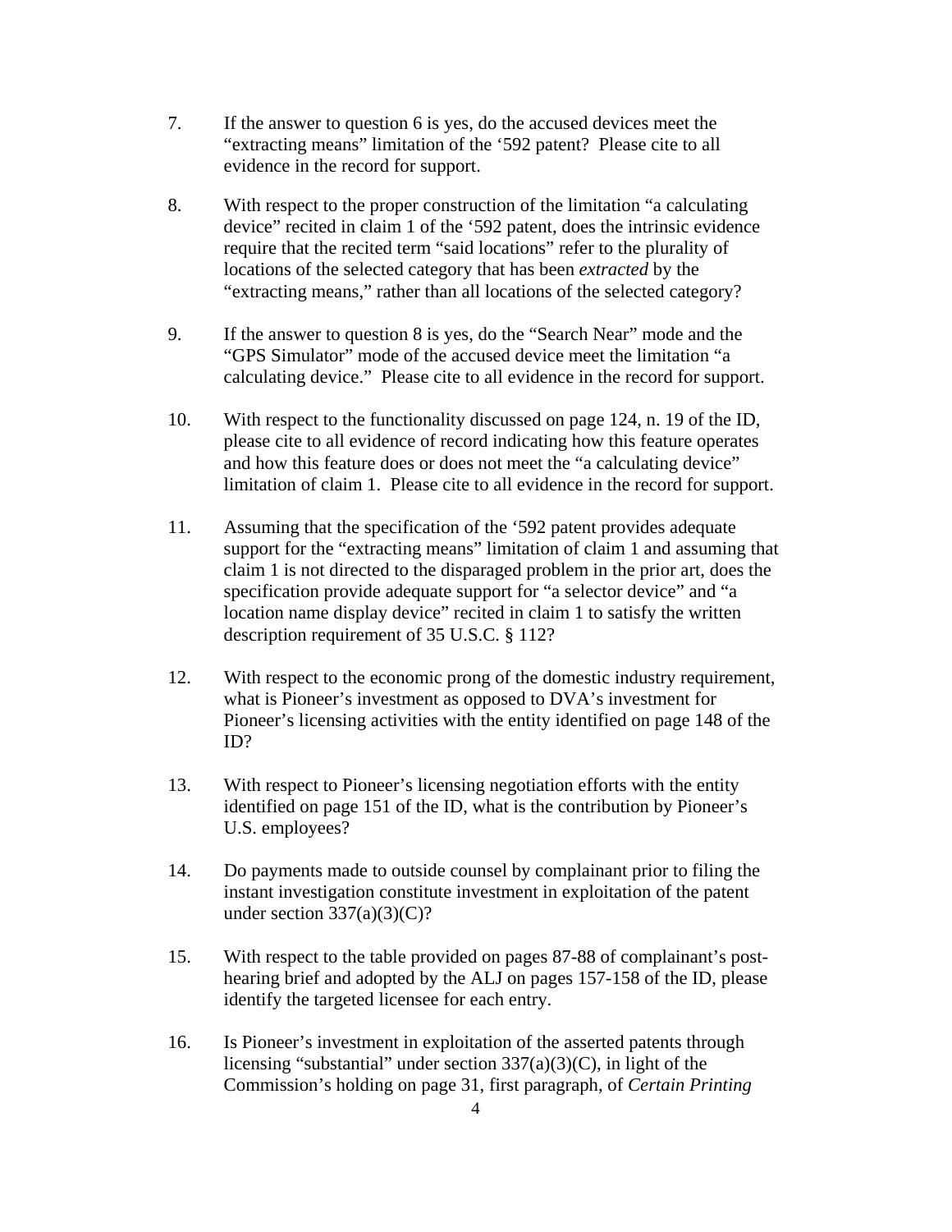7. If the answer to question 6 is yes, do the accused devices meet the "extracting means" limitation of the '592 patent? Please cite to all evidence in the record for support.

8. With respect to the proper construction of the limitation "a calculating device" recited in claim 1 of the '592 patent, does the intrinsic evidence require that the recited term "said locations" refer to the plurality of locations of the selected category that has been *extracted* by the "extracting means," rather than all locations of the selected category?

9. If the answer to question 8 is yes, do the "Search Near" mode and the "GPS Simulator" mode of the accused device meet the limitation "a calculating device." Please cite to all evidence in the record for support.

10. With respect to the functionality discussed on page 124, n. 19 of the ID, please cite to all evidence of record indicating how this feature operates and how this feature does or does not meet the "a calculating device" limitation of claim 1. Please cite to all evidence in the record for support.

11. Assuming that the specification of the '592 patent provides adequate support for the "extracting means" limitation of claim 1 and assuming that claim 1 is not directed to the disparaged problem in the prior art, does the specification provide adequate support for "a selector device" and "a location name display device" recited in claim 1 to satisfy the written description requirement of 35 U.S.C. § 112?

12. With respect to the economic prong of the domestic industry requirement, what is Pioneer's investment as opposed to DVA's investment for Pioneer's licensing activities with the entity identified on page 148 of the ID?

13. With respect to Pioneer's licensing negotiation efforts with the entity identified on page 151 of the ID, what is the contribution by Pioneer's U.S. employees?

14. Do payments made to outside counsel by complainant prior to filing the instant investigation constitute investment in exploitation of the patent under section 337(a)(3)(C)?

15. With respect to the table provided on pages 87-88 of complainant's post-hearing brief and adopted by the ALJ on pages 157-158 of the ID, please identify the targeted licensee for each entry.

16. Is Pioneer's investment in exploitation of the asserted patents through licensing "substantial" under section 337(a)(3)(C), in light of the Commission's holding on page 31, first paragraph, of *Certain Printing*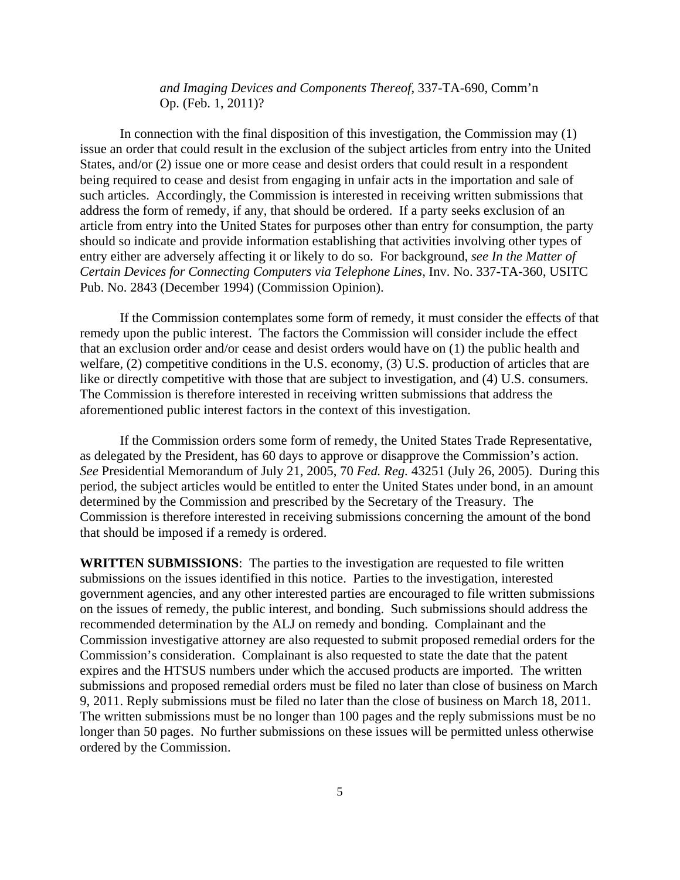*and Imaging Devices and Components Thereof*, 337-TA-690, Comm'n Op. (Feb. 1, 2011)?

In connection with the final disposition of this investigation, the Commission may (1) issue an order that could result in the exclusion of the subject articles from entry into the United States, and/or (2) issue one or more cease and desist orders that could result in a respondent being required to cease and desist from engaging in unfair acts in the importation and sale of such articles. Accordingly, the Commission is interested in receiving written submissions that address the form of remedy, if any, that should be ordered. If a party seeks exclusion of an article from entry into the United States for purposes other than entry for consumption, the party should so indicate and provide information establishing that activities involving other types of entry either are adversely affecting it or likely to do so. For background, *see In the Matter of Certain Devices for Connecting Computers via Telephone Lines*, Inv. No. 337-TA-360, USITC Pub. No. 2843 (December 1994) (Commission Opinion).

If the Commission contemplates some form of remedy, it must consider the effects of that remedy upon the public interest. The factors the Commission will consider include the effect that an exclusion order and/or cease and desist orders would have on (1) the public health and welfare, (2) competitive conditions in the U.S. economy, (3) U.S. production of articles that are like or directly competitive with those that are subject to investigation, and (4) U.S. consumers. The Commission is therefore interested in receiving written submissions that address the aforementioned public interest factors in the context of this investigation.

If the Commission orders some form of remedy, the United States Trade Representative, as delegated by the President, has 60 days to approve or disapprove the Commission's action. *See* Presidential Memorandum of July 21, 2005, 70 *Fed. Reg.* 43251 (July 26, 2005). During this period, the subject articles would be entitled to enter the United States under bond, in an amount determined by the Commission and prescribed by the Secretary of the Treasury. The Commission is therefore interested in receiving submissions concerning the amount of the bond that should be imposed if a remedy is ordered.

**WRITTEN SUBMISSIONS**: The parties to the investigation are requested to file written submissions on the issues identified in this notice. Parties to the investigation, interested government agencies, and any other interested parties are encouraged to file written submissions on the issues of remedy, the public interest, and bonding. Such submissions should address the recommended determination by the ALJ on remedy and bonding. Complainant and the Commission investigative attorney are also requested to submit proposed remedial orders for the Commission's consideration. Complainant is also requested to state the date that the patent expires and the HTSUS numbers under which the accused products are imported. The written submissions and proposed remedial orders must be filed no later than close of business on March 9, 2011. Reply submissions must be filed no later than the close of business on March 18, 2011. The written submissions must be no longer than 100 pages and the reply submissions must be no longer than 50 pages. No further submissions on these issues will be permitted unless otherwise ordered by the Commission.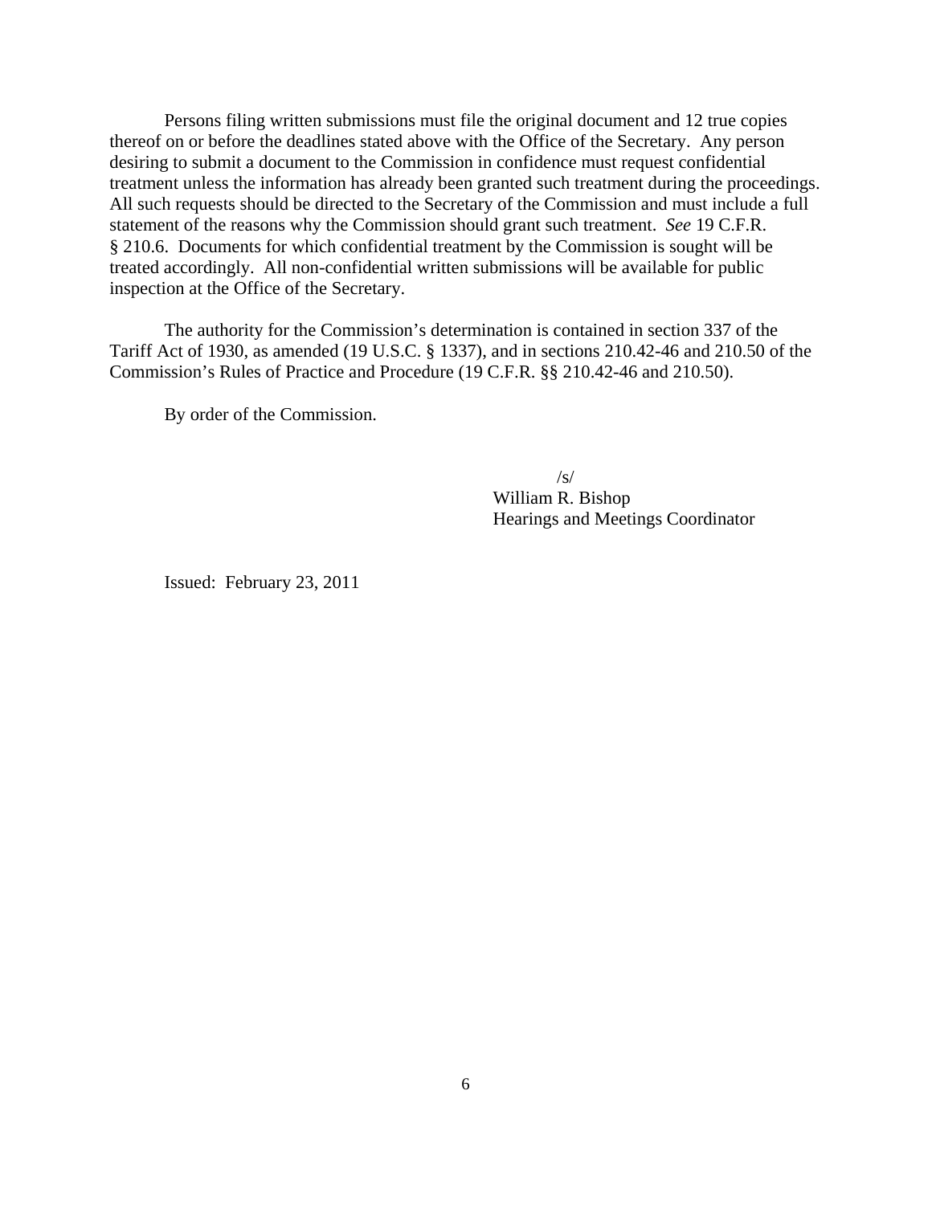Persons filing written submissions must file the original document and 12 true copies thereof on or before the deadlines stated above with the Office of the Secretary. Any person desiring to submit a document to the Commission in confidence must request confidential treatment unless the information has already been granted such treatment during the proceedings. All such requests should be directed to the Secretary of the Commission and must include a full statement of the reasons why the Commission should grant such treatment. *See* 19 C.F.R. § 210.6. Documents for which confidential treatment by the Commission is sought will be treated accordingly. All non-confidential written submissions will be available for public inspection at the Office of the Secretary.

The authority for the Commission's determination is contained in section 337 of the Tariff Act of 1930, as amended (19 U.S.C. § 1337), and in sections 210.42-46 and 210.50 of the Commission's Rules of Practice and Procedure (19 C.F.R. §§ 210.42-46 and 210.50).

By order of the Commission.

/s/
William R. Bishop
Hearings and Meetings Coordinator

Issued: February 23, 2011